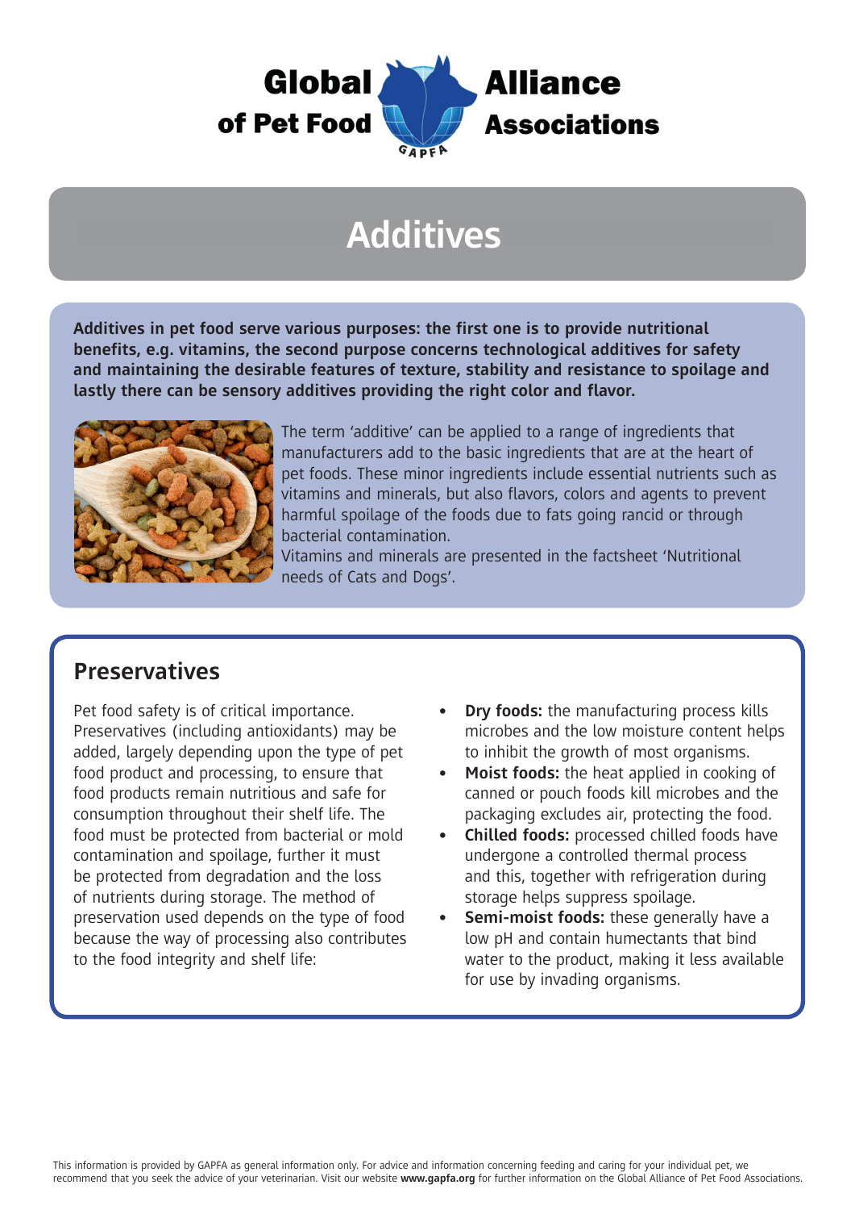Global Alliance of Pet Food Associations

# Additives

**Additives in pet food serve various purposes: the first one is to provide nutritional benefits, e.g. vitamins, the second purpose concerns technological additives for safety and maintaining the desirable features of texture, stability and resistance to spoilage and lastly there can be sensory additives providing the right color and flavor.**

The term 'additive' can be applied to a range of ingredients that manufacturers add to the basic ingredients that are at the heart of pet foods. These minor ingredients include essential nutrients such as vitamins and minerals, but also flavors, colors and agents to prevent harmful spoilage of the foods due to fats going rancid or through bacterial contamination.

Vitamins and minerals are presented in the factsheet 'Nutritional needs of Cats and Dogs'.

## Preservatives

Pet food safety is of critical importance. Preservatives (including antioxidants) may be added, largely depending upon the type of pet food product and processing, to ensure that food products remain nutritious and safe for consumption throughout their shelf life. The food must be protected from bacterial or mold contamination and spoilage, further it must be protected from degradation and the loss of nutrients during storage. The method of preservation used depends on the type of food because the way of processing also contributes to the food integrity and shelf life:

- **Dry foods:** the manufacturing process kills microbes and the low moisture content helps to inhibit the growth of most organisms.
- **Moist foods:** the heat applied in cooking of canned or pouch foods kill microbes and the packaging excludes air, protecting the food.
- **Chilled foods:** processed chilled foods have undergone a controlled thermal process and this, together with refrigeration during storage helps suppress spoilage.
- **Semi-moist foods:** these generally have a low pH and contain humectants that bind water to the product, making it less available for use by invading organisms.

This information is provided by GAPFA as general information only. For advice and information concerning feeding and caring for your individual pet, we recommend that you seek the advice of your veterinarian. Visit our website **www.gapfa.org** for further information on the Global Alliance of Pet Food Associations.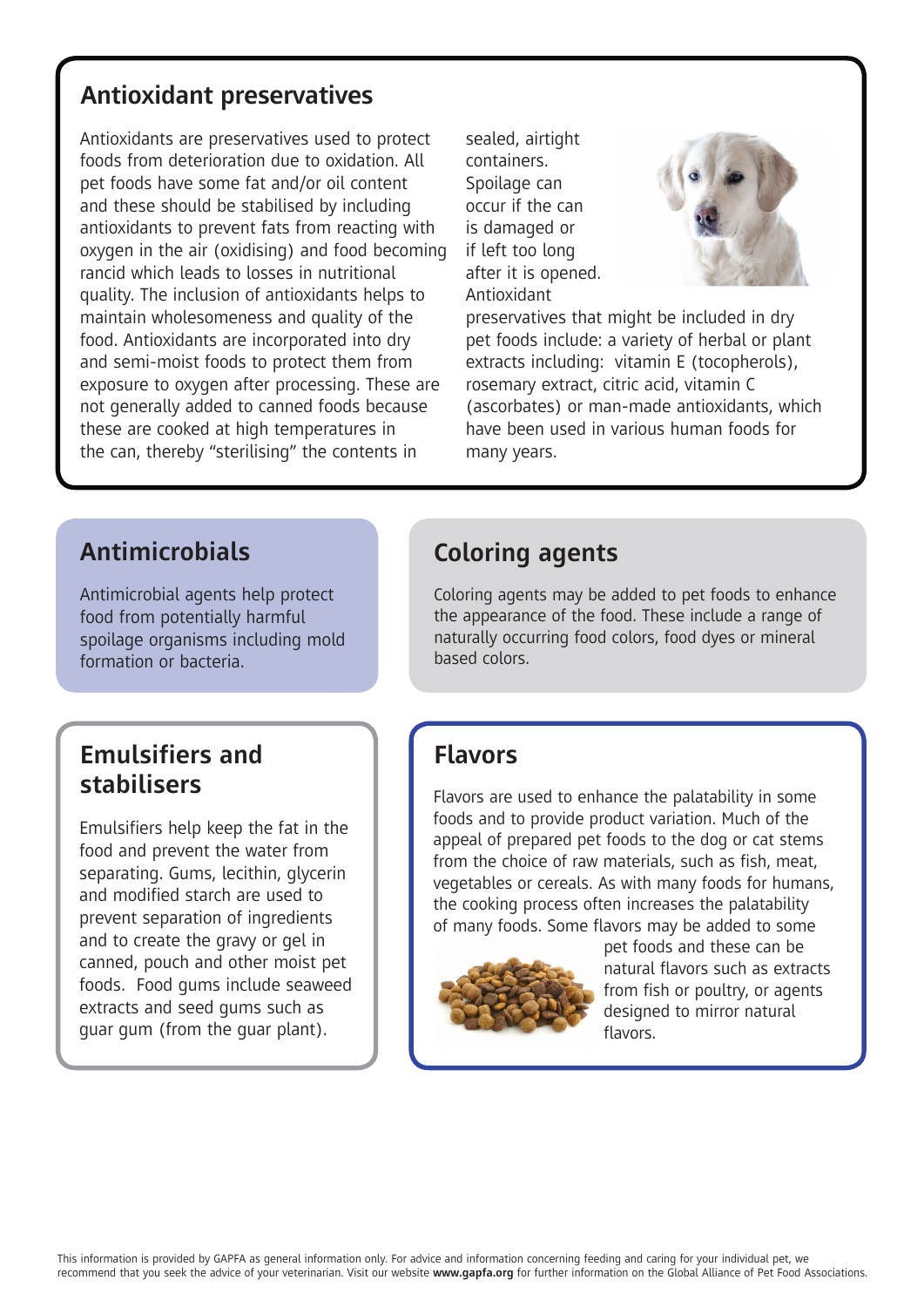## Antioxidant preservatives

Antioxidants are preservatives used to protect foods from deterioration due to oxidation. All pet foods have some fat and/or oil content and these should be stabilised by including antioxidants to prevent fats from reacting with oxygen in the air (oxidising) and food becoming rancid which leads to losses in nutritional quality. The inclusion of antioxidants helps to maintain wholesomeness and quality of the food. Antioxidants are incorporated into dry and semi-moist foods to protect them from exposure to oxygen after processing. These are not generally added to canned foods because these are cooked at high temperatures in the can, thereby "sterilising" the contents in sealed, airtight containers. Spoilage can occur if the can is damaged or if left too long after it is opened. Antioxidant preservatives that might be included in dry pet foods include: a variety of herbal or plant extracts including: vitamin E (tocopherols), rosemary extract, citric acid, vitamin C (ascorbates) or man-made antioxidants, which have been used in various human foods for many years.

## Antimicrobials

Antimicrobial agents help protect food from potentially harmful spoilage organisms including mold formation or bacteria.

## Coloring agents

Coloring agents may be added to pet foods to enhance the appearance of the food. These include a range of naturally occurring food colors, food dyes or mineral based colors.

## Emulsifiers and stabilisers

Emulsifiers help keep the fat in the food and prevent the water from separating. Gums, lecithin, glycerin and modified starch are used to prevent separation of ingredients and to create the gravy or gel in canned, pouch and other moist pet foods. Food gums include seaweed extracts and seed gums such as guar gum (from the guar plant).

## Flavors

Flavors are used to enhance the palatability in some foods and to provide product variation. Much of the appeal of prepared pet foods to the dog or cat stems from the choice of raw materials, such as fish, meat, vegetables or cereals. As with many foods for humans, the cooking process often increases the palatability of many foods. Some flavors may be added to some pet foods and these can be natural flavors such as extracts from fish or poultry, or agents designed to mirror natural flavors.

This information is provided by GAPFA as general information only. For advice and information concerning feeding and caring for your individual pet, we recommend that you seek the advice of your veterinarian. Visit our website **www.gapfa.org** for further information on the Global Alliance of Pet Food Associations.